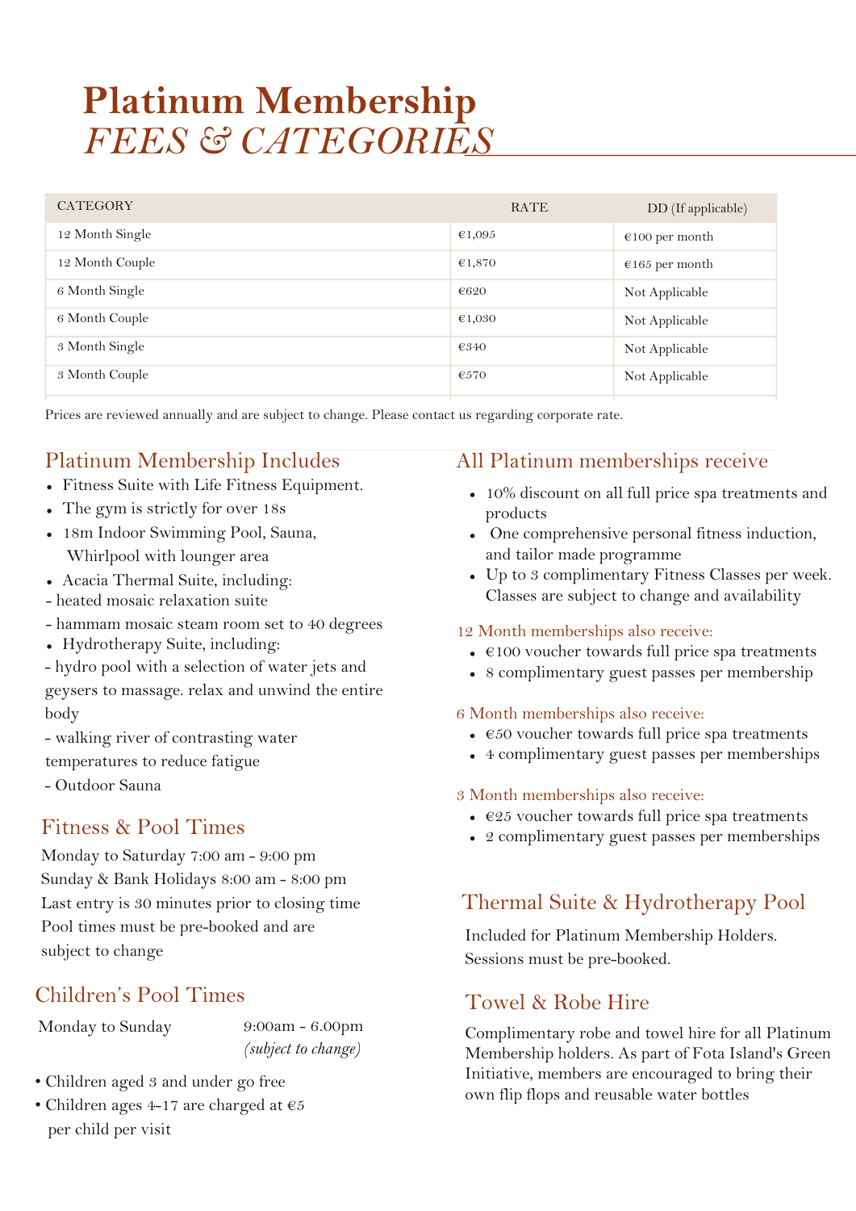# Platinum Membership
## *FEES & CATEGORIES*

| CATEGORY | RATE | DD (If applicable) |
| --- | --- | --- |
| 12 Month Single | €1,095 | €100 per month |
| 12 Month Couple | €1,870 | €165 per month |
| 6 Month Single | €620 | Not Applicable |
| 6 Month Couple | €1,030 | Not Applicable |
| 3 Month Single | €340 | Not Applicable |
| 3 Month Couple | €570 | Not Applicable |

Prices are reviewed annually and are subject to change. Please contact us regarding corporate rate.

### Platinum Membership Includes

- Fitness Suite with Life Fitness Equipment.
- The gym is strictly for over 18s
- 18m Indoor Swimming Pool, Sauna, Whirlpool with lounger area
- Acacia Thermal Suite, including:
  - heated mosaic relaxation suite
  - hammam mosaic steam room set to 40 degrees
- Hydrotherapy Suite, including:
  - hydro pool with a selection of water jets and geysers to massage. relax and unwind the entire body
  - walking river of contrasting water temperatures to reduce fatigue
  - Outdoor Sauna

### Fitness & Pool Times

Monday to Saturday 7:00 am - 9:00 pm
Sunday & Bank Holidays 8:00 am - 8:00 pm
Last entry is 30 minutes prior to closing time
Pool times must be pre-booked and are subject to change

### Children's Pool Times

Monday to Sunday 9:00am - 6.00pm *(subject to change)*

- Children aged 3 and under go free
- Children ages 4-17 are charged at €5 per child per visit

### All Platinum memberships receive

- 10% discount on all full price spa treatments and products
- One comprehensive personal fitness induction, and tailor made programme
- Up to 3 complimentary Fitness Classes per week. Classes are subject to change and availability

#### 12 Month memberships also receive:

- €100 voucher towards full price spa treatments
- 8 complimentary guest passes per membership

#### 6 Month memberships also receive:

- €50 voucher towards full price spa treatments
- 4 complimentary guest passes per memberships

#### 3 Month memberships also receive:

- €25 voucher towards full price spa treatments
- 2 complimentary guest passes per memberships

### Thermal Suite & Hydrotherapy Pool

Included for Platinum Membership Holders. Sessions must be pre-booked.

### Towel & Robe Hire

Complimentary robe and towel hire for all Platinum Membership holders. As part of Fota Island's Green Initiative, members are encouraged to bring their own flip flops and reusable water bottles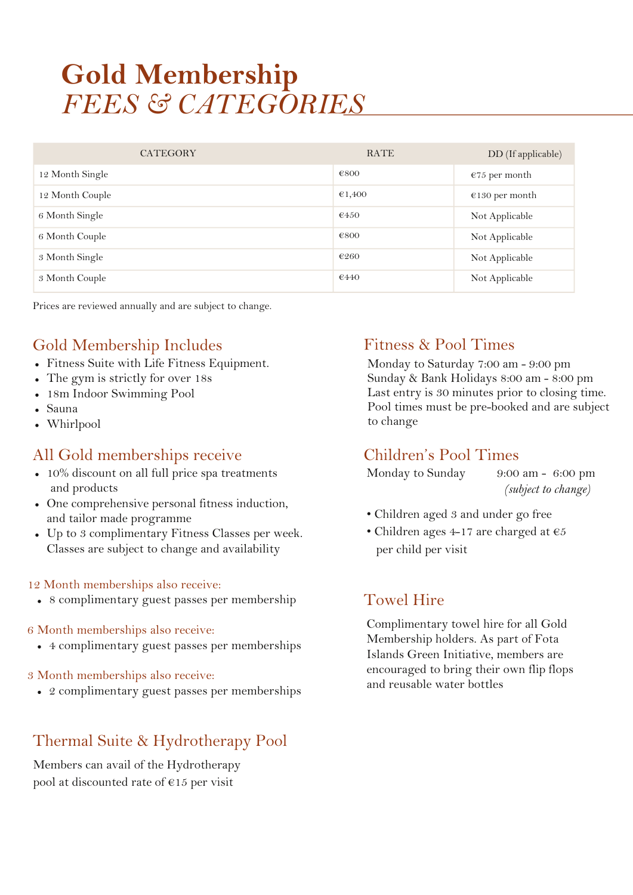# Gold Membership
## *FEES & CATEGORIES*

| CATEGORY | RATE | DD (If applicable) |
|---|---|---|
| 12 Month Single | €800 | €75 per month |
| 12 Month Couple | €1,400 | €130 per month |
| 6 Month Single | €450 | Not Applicable |
| 6 Month Couple | €800 | Not Applicable |
| 3 Month Single | €260 | Not Applicable |
| 3 Month Couple | €440 | Not Applicable |

Prices are reviewed annually and are subject to change.

## Gold Membership Includes

- Fitness Suite with Life Fitness Equipment.
- The gym is strictly for over 18s
- 18m Indoor Swimming Pool
- Sauna
- Whirlpool

## All Gold memberships receive

- 10% discount on all full price spa treatments and products
- One comprehensive personal fitness induction, and tailor made programme
- Up to 3 complimentary Fitness Classes per week. Classes are subject to change and availability

### 12 Month memberships also receive:

- 8 complimentary guest passes per membership

### 6 Month memberships also receive:

- 4 complimentary guest passes per memberships

### 3 Month memberships also receive:

- 2 complimentary guest passes per memberships

## Thermal Suite & Hydrotherapy Pool

Members can avail of the Hydrotherapy pool at discounted rate of €15 per visit

## Fitness & Pool Times

Monday to Saturday 7:00 am - 9:00 pm
Sunday & Bank Holidays 8:00 am - 8:00 pm
Last entry is 30 minutes prior to closing time.
Pool times must be pre-booked and are subject to change

## Children's Pool Times

Monday to Sunday 9:00 am - 6:00 pm
*(subject to change)*

- Children aged 3 and under go free
- Children ages 4-17 are charged at €5 per child per visit

## Towel Hire

Complimentary towel hire for all Gold Membership holders. As part of Fota Islands Green Initiative, members are encouraged to bring their own flip flops and reusable water bottles